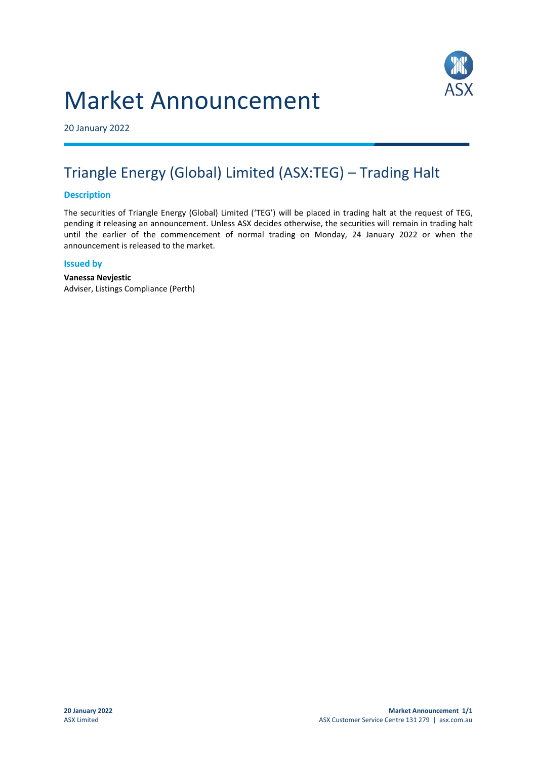# Market Announcement

20 January 2022

## Triangle Energy (Global) Limited (ASX:TEG) – Trading Halt

### Description

The securities of Triangle Energy (Global) Limited ('TEG') will be placed in trading halt at the request of TEG, pending it releasing an announcement. Unless ASX decides otherwise, the securities will remain in trading halt until the earlier of the commencement of normal trading on Monday, 24 January 2022 or when the announcement is released to the market.

### Issued by

**Vanessa Nevjestic**
Adviser, Listings Compliance (Perth)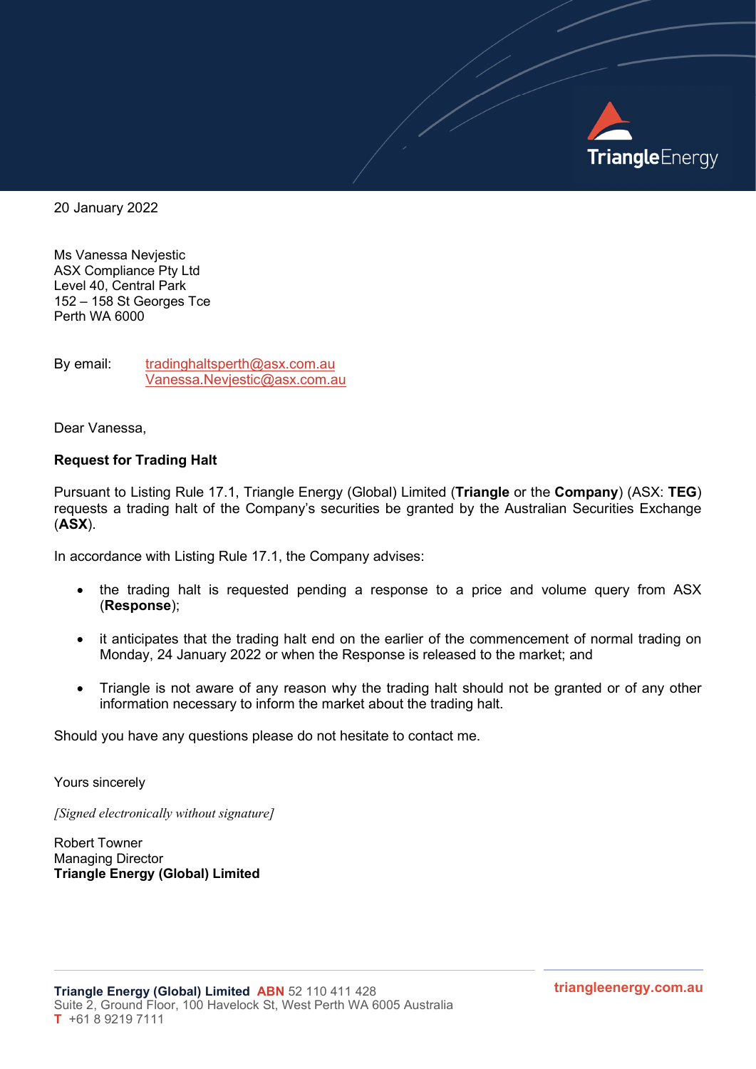20 January 2022

Ms Vanessa Nevjestic
ASX Compliance Pty Ltd
Level 40, Central Park
152 – 158 St Georges Tce
Perth WA 6000

By email: tradinghaltsperth@asx.com.au
Vanessa.Nevjestic@asx.com.au

Dear Vanessa,

**Request for Trading Halt**

Pursuant to Listing Rule 17.1, Triangle Energy (Global) Limited (**Triangle** or the **Company**) (ASX: **TEG**) requests a trading halt of the Company's securities be granted by the Australian Securities Exchange (**ASX**).

In accordance with Listing Rule 17.1, the Company advises:

- the trading halt is requested pending a response to a price and volume query from ASX (**Response**);
- it anticipates that the trading halt end on the earlier of the commencement of normal trading on Monday, 24 January 2022 or when the Response is released to the market; and
- Triangle is not aware of any reason why the trading halt should not be granted or of any other information necessary to inform the market about the trading halt.

Should you have any questions please do not hesitate to contact me.

Yours sincerely

*[Signed electronically without signature]*

Robert Towner
Managing Director
**Triangle Energy (Global) Limited**

**Triangle Energy (Global) Limited** **ABN** 52 110 411 428
Suite 2, Ground Floor, 100 Havelock St, West Perth WA 6005 Australia
**T** +61 8 9219 7111

**triangleenergy.com.au**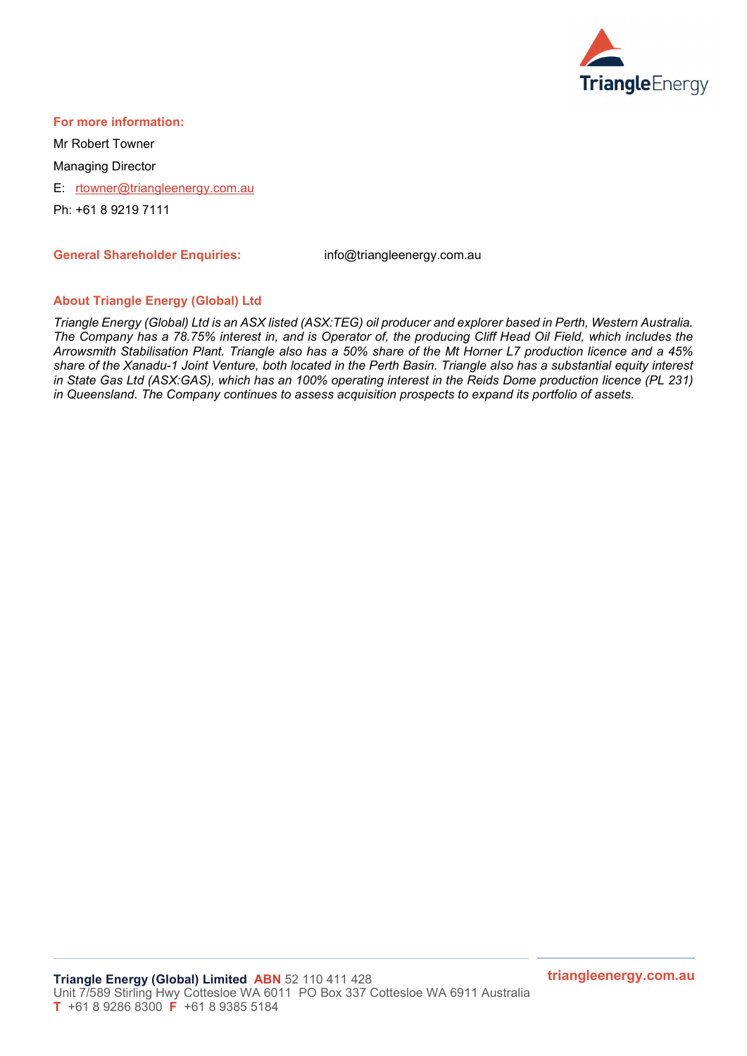**For more information:**

Mr Robert Towner

Managing Director

E: rtowner@triangleenergy.com.au

Ph: +61 8 9219 7111

**General Shareholder Enquiries:** info@triangleenergy.com.au

**About Triangle Energy (Global) Ltd**

*Triangle Energy (Global) Ltd is an ASX listed (ASX:TEG) oil producer and explorer based in Perth, Western Australia. The Company has a 78.75% interest in, and is Operator of, the producing Cliff Head Oil Field, which includes the Arrowsmith Stabilisation Plant. Triangle also has a 50% share of the Mt Horner L7 production licence and a 45% share of the Xanadu-1 Joint Venture, both located in the Perth Basin. Triangle also has a substantial equity interest in State Gas Ltd (ASX:GAS), which has an 100% operating interest in the Reids Dome production licence (PL 231) in Queensland. The Company continues to assess acquisition prospects to expand its portfolio of assets.*

**Triangle Energy (Global) Limited** **ABN** 52 110 411 428
Unit 7/589 Stirling Hwy Cottesloe WA 6011 PO Box 337 Cottesloe WA 6911 Australia
**T** +61 8 9286 8300 **F** +61 8 9385 5184

**triangleenergy.com.au**